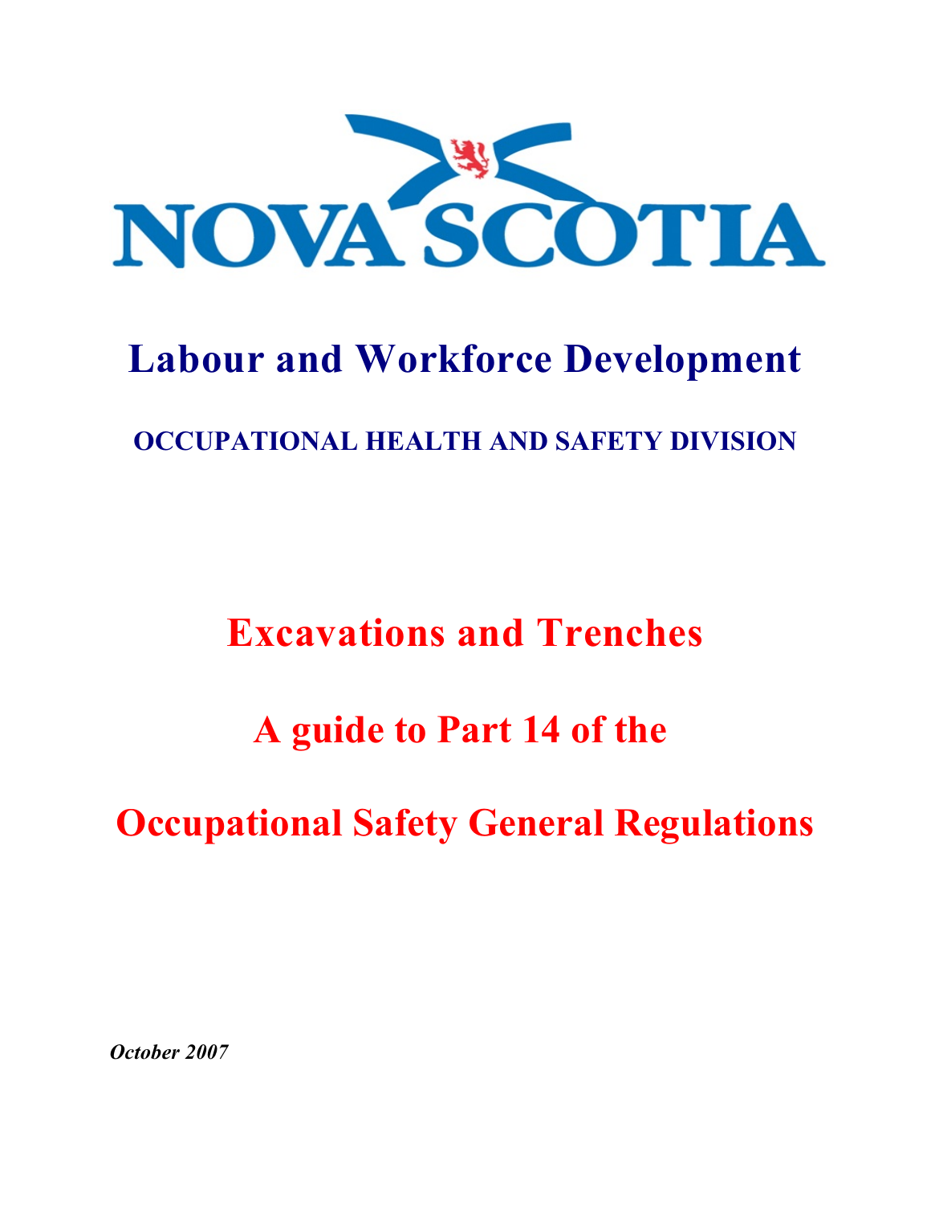NOVA SCOTIA

# Labour and Workforce Development

## OCCUPATIONAL HEALTH AND SAFETY DIVISION

# Excavations and Trenches

# A guide to Part 14 of the

# Occupational Safety General Regulations

***October 2007***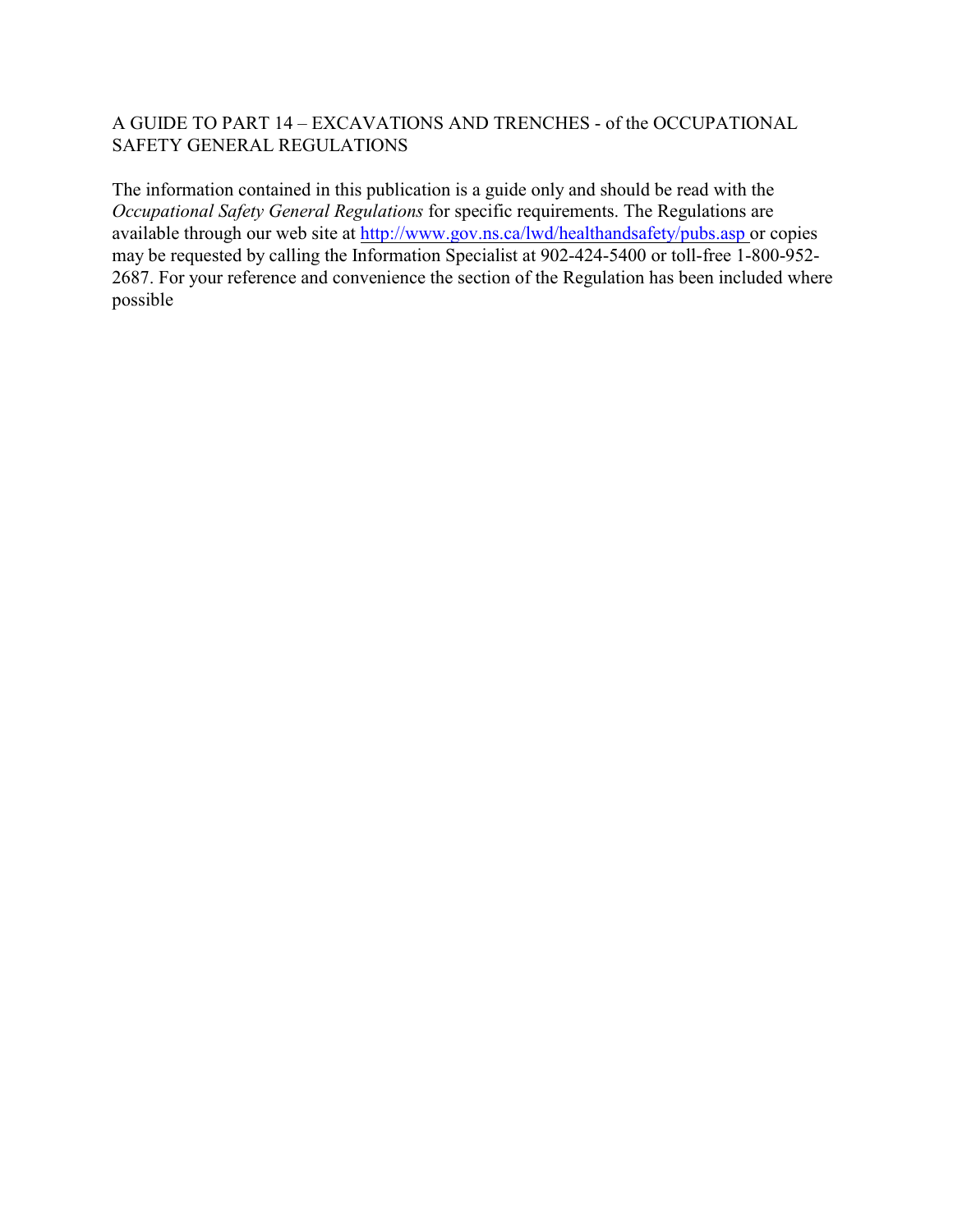A GUIDE TO PART 14 – EXCAVATIONS AND TRENCHES - of the OCCUPATIONAL SAFETY GENERAL REGULATIONS

The information contained in this publication is a guide only and should be read with the *Occupational Safety General Regulations* for specific requirements. The Regulations are available through our web site at [http://www.gov.ns.ca/lwd/healthandsafety/pubs.asp](http://www.gov.ns.ca/lwd/healthandsafety/pubs.asp) or copies may be requested by calling the Information Specialist at 902-424-5400 or toll-free 1-800-952-2687. For your reference and convenience the section of the Regulation has been included where possible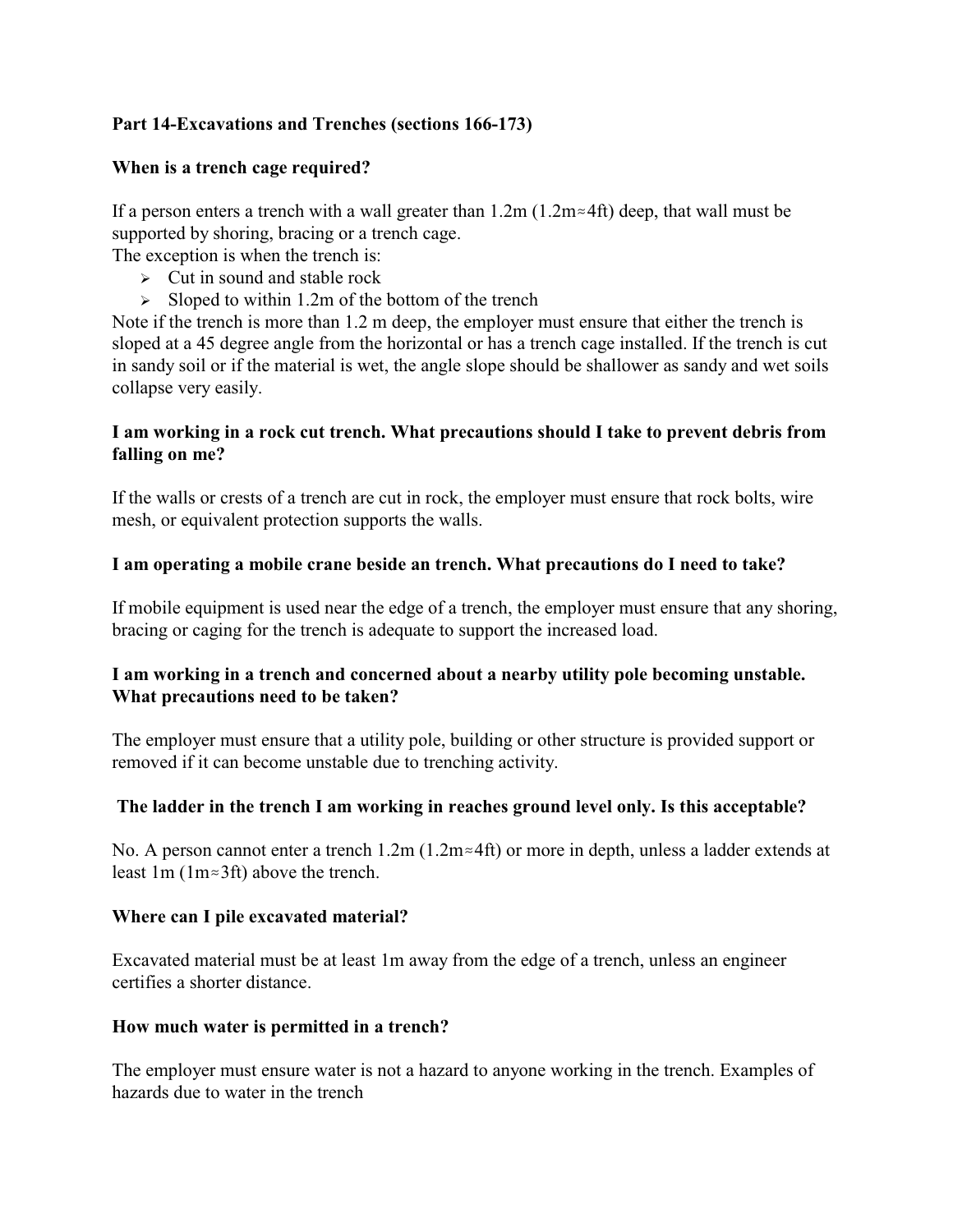**Part 14-Excavations and Trenches (sections 166-173)**

**When is a trench cage required?**

If a person enters a trench with a wall greater than 1.2m (1.2m≈4ft) deep, that wall must be supported by shoring, bracing or a trench cage.
The exception is when the trench is:

- Cut in sound and stable rock
- Sloped to within 1.2m of the bottom of the trench

Note if the trench is more than 1.2 m deep, the employer must ensure that either the trench is sloped at a 45 degree angle from the horizontal or has a trench cage installed. If the trench is cut in sandy soil or if the material is wet, the angle slope should be shallower as sandy and wet soils collapse very easily.

**I am working in a rock cut trench. What precautions should I take to prevent debris from falling on me?**

If the walls or crests of a trench are cut in rock, the employer must ensure that rock bolts, wire mesh, or equivalent protection supports the walls.

**I am operating a mobile crane beside an trench. What precautions do I need to take?**

If mobile equipment is used near the edge of a trench, the employer must ensure that any shoring, bracing or caging for the trench is adequate to support the increased load.

**I am working in a trench and concerned about a nearby utility pole becoming unstable. What precautions need to be taken?**

The employer must ensure that a utility pole, building or other structure is provided support or removed if it can become unstable due to trenching activity.

**The ladder in the trench I am working in reaches ground level only. Is this acceptable?**

No. A person cannot enter a trench 1.2m (1.2m≈4ft) or more in depth, unless a ladder extends at least 1m (1m≈3ft) above the trench.

**Where can I pile excavated material?**

Excavated material must be at least 1m away from the edge of a trench, unless an engineer certifies a shorter distance.

**How much water is permitted in a trench?**

The employer must ensure water is not a hazard to anyone working in the trench. Examples of hazards due to water in the trench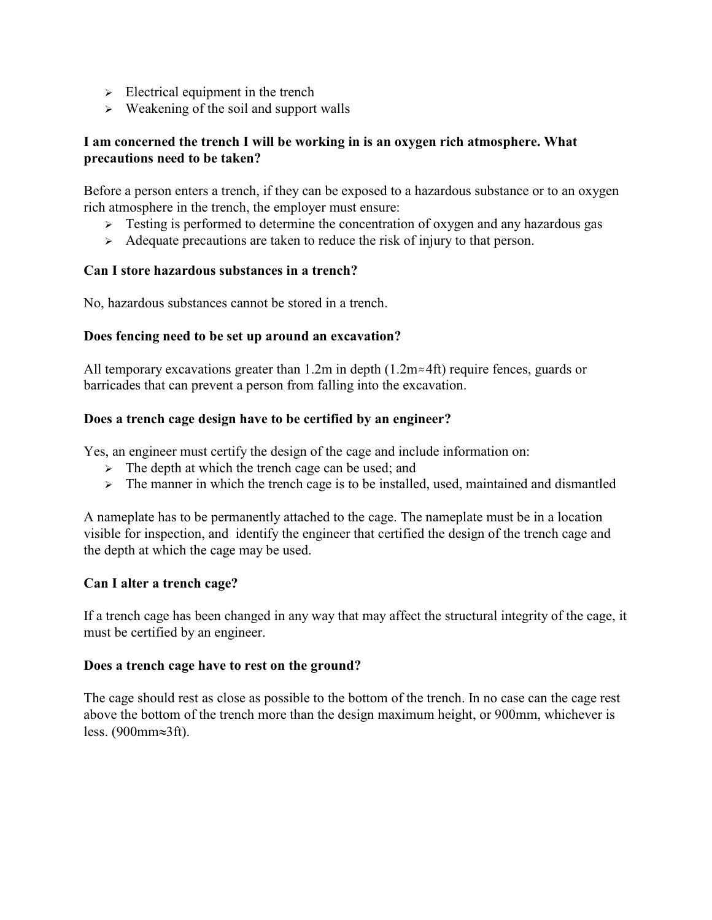- Electrical equipment in the trench
- Weakening of the soil and support walls

**I am concerned the trench I will be working in is an oxygen rich atmosphere. What precautions need to be taken?**

Before a person enters a trench, if they can be exposed to a hazardous substance or to an oxygen rich atmosphere in the trench, the employer must ensure:

- Testing is performed to determine the concentration of oxygen and any hazardous gas
- Adequate precautions are taken to reduce the risk of injury to that person.

**Can I store hazardous substances in a trench?**

No, hazardous substances cannot be stored in a trench.

**Does fencing need to be set up around an excavation?**

All temporary excavations greater than 1.2m in depth (1.2m≈4ft) require fences, guards or barricades that can prevent a person from falling into the excavation.

**Does a trench cage design have to be certified by an engineer?**

Yes, an engineer must certify the design of the cage and include information on:

- The depth at which the trench cage can be used; and
- The manner in which the trench cage is to be installed, used, maintained and dismantled

A nameplate has to be permanently attached to the cage. The nameplate must be in a location visible for inspection, and identify the engineer that certified the design of the trench cage and the depth at which the cage may be used.

**Can I alter a trench cage?**

If a trench cage has been changed in any way that may affect the structural integrity of the cage, it must be certified by an engineer.

**Does a trench cage have to rest on the ground?**

The cage should rest as close as possible to the bottom of the trench. In no case can the cage rest above the bottom of the trench more than the design maximum height, or 900mm, whichever is less. (900mm≈3ft).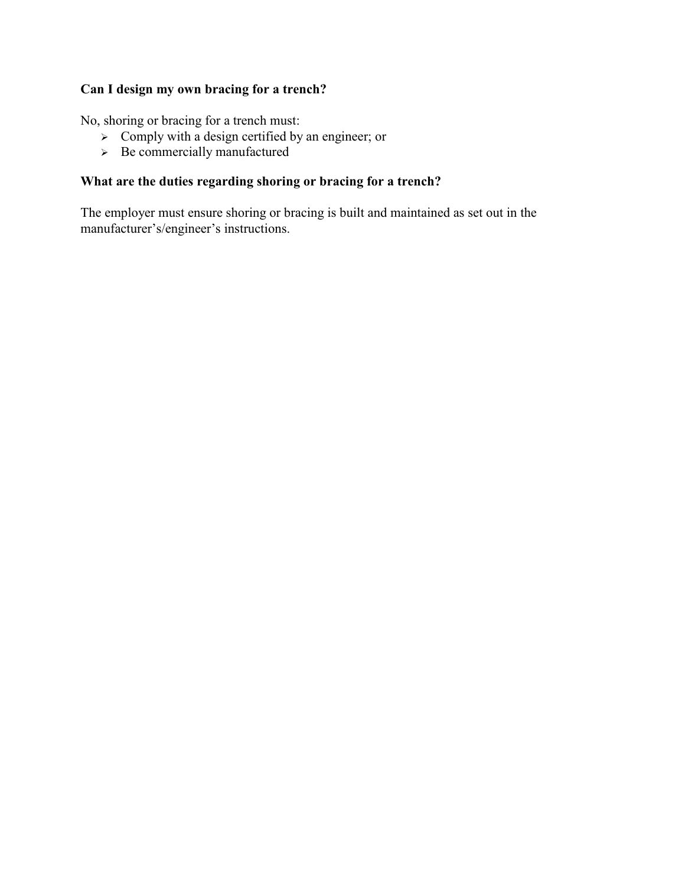**Can I design my own bracing for a trench?**

No, shoring or bracing for a trench must:

- Comply with a design certified by an engineer; or
- Be commercially manufactured

**What are the duties regarding shoring or bracing for a trench?**

The employer must ensure shoring or bracing is built and maintained as set out in the manufacturer's/engineer's instructions.